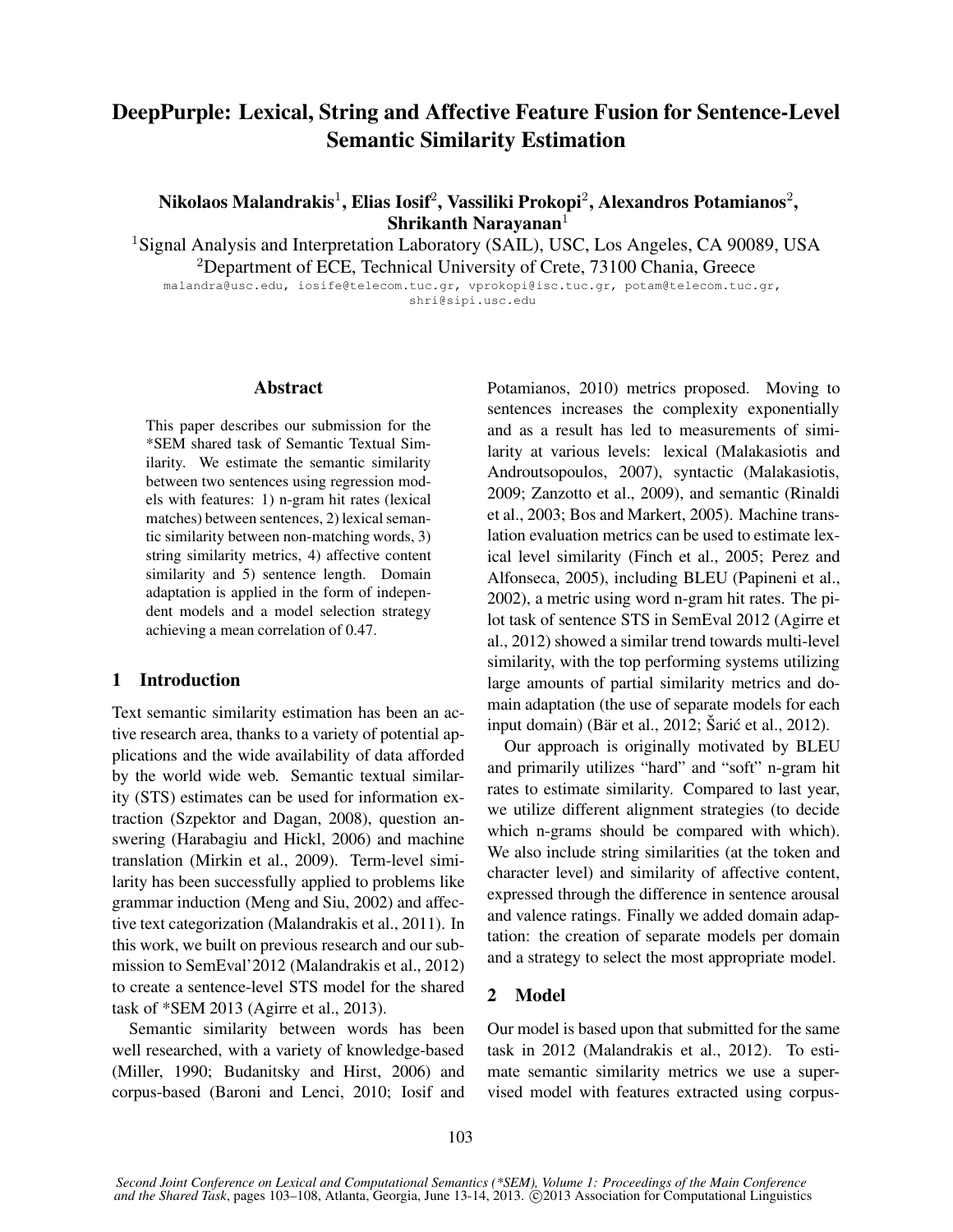# DeepPurple: Lexical, String and Affective Feature Fusion for Sentence-Level Semantic Similarity Estimation

**Nikolaos Malandrakis**[1], **Elias Iosif**[2], **Vassiliki Prokopi**[2], **Alexandros Potamianos**[2], **Shrikanth Narayanan**[1]

[1]Signal Analysis and Interpretation Laboratory (SAIL), USC, Los Angeles, CA 90089, USA
[2]Department of ECE, Technical University of Crete, 73100 Chania, Greece

malandra@usc.edu, iosife@telecom.tuc.gr, vprokopi@isc.tuc.gr, potam@telecom.tuc.gr, shri@sipi.usc.edu

## Abstract

This paper describes our submission for the *SEM shared task of Semantic Textual Similarity. We estimate the semantic similarity between two sentences using regression models with features: 1) n-gram hit rates (lexical matches) between sentences, 2) lexical semantic similarity between non-matching words, 3) string similarity metrics, 4) affective content similarity and 5) sentence length. Domain adaptation is applied in the form of independent models and a model selection strategy achieving a mean correlation of 0.47.

## 1 Introduction

Text semantic similarity estimation has been an active research area, thanks to a variety of potential applications and the wide availability of data afforded by the world wide web. Semantic textual similarity (STS) estimates can be used for information extraction (Szpektor and Dagan, 2008), question answering (Harabagiu and Hickl, 2006) and machine translation (Mirkin et al., 2009). Term-level similarity has been successfully applied to problems like grammar induction (Meng and Siu, 2002) and affective text categorization (Malandrakis et al., 2011). In this work, we built on previous research and our submission to SemEval'2012 (Malandrakis et al., 2012) to create a sentence-level STS model for the shared task of *SEM 2013 (Agirre et al., 2013).

Semantic similarity between words has been well researched, with a variety of knowledge-based (Miller, 1990; Budanitsky and Hirst, 2006) and corpus-based (Baroni and Lenci, 2010; Iosif and Potamianos, 2010) metrics proposed. Moving to sentences increases the complexity exponentially and as a result has led to measurements of similarity at various levels: lexical (Malakasiotis and Androutsopoulos, 2007), syntactic (Malakasiotis, 2009; Zanzotto et al., 2009), and semantic (Rinaldi et al., 2003; Bos and Markert, 2005). Machine translation evaluation metrics can be used to estimate lexical level similarity (Finch et al., 2005; Perez and Alfonseca, 2005), including BLEU (Papineni et al., 2002), a metric using word n-gram hit rates. The pilot task of sentence STS in SemEval 2012 (Agirre et al., 2012) showed a similar trend towards multi-level similarity, with the top performing systems utilizing large amounts of partial similarity metrics and domain adaptation (the use of separate models for each input domain) (Bär et al., 2012; Šarić et al., 2012).

Our approach is originally motivated by BLEU and primarily utilizes "hard" and "soft" n-gram hit rates to estimate similarity. Compared to last year, we utilize different alignment strategies (to decide which n-grams should be compared with which). We also include string similarities (at the token and character level) and similarity of affective content, expressed through the difference in sentence arousal and valence ratings. Finally we added domain adaptation: the creation of separate models per domain and a strategy to select the most appropriate model.

## 2 Model

Our model is based upon that submitted for the same task in 2012 (Malandrakis et al., 2012). To estimate semantic similarity metrics we use a supervised model with features extracted using corpus-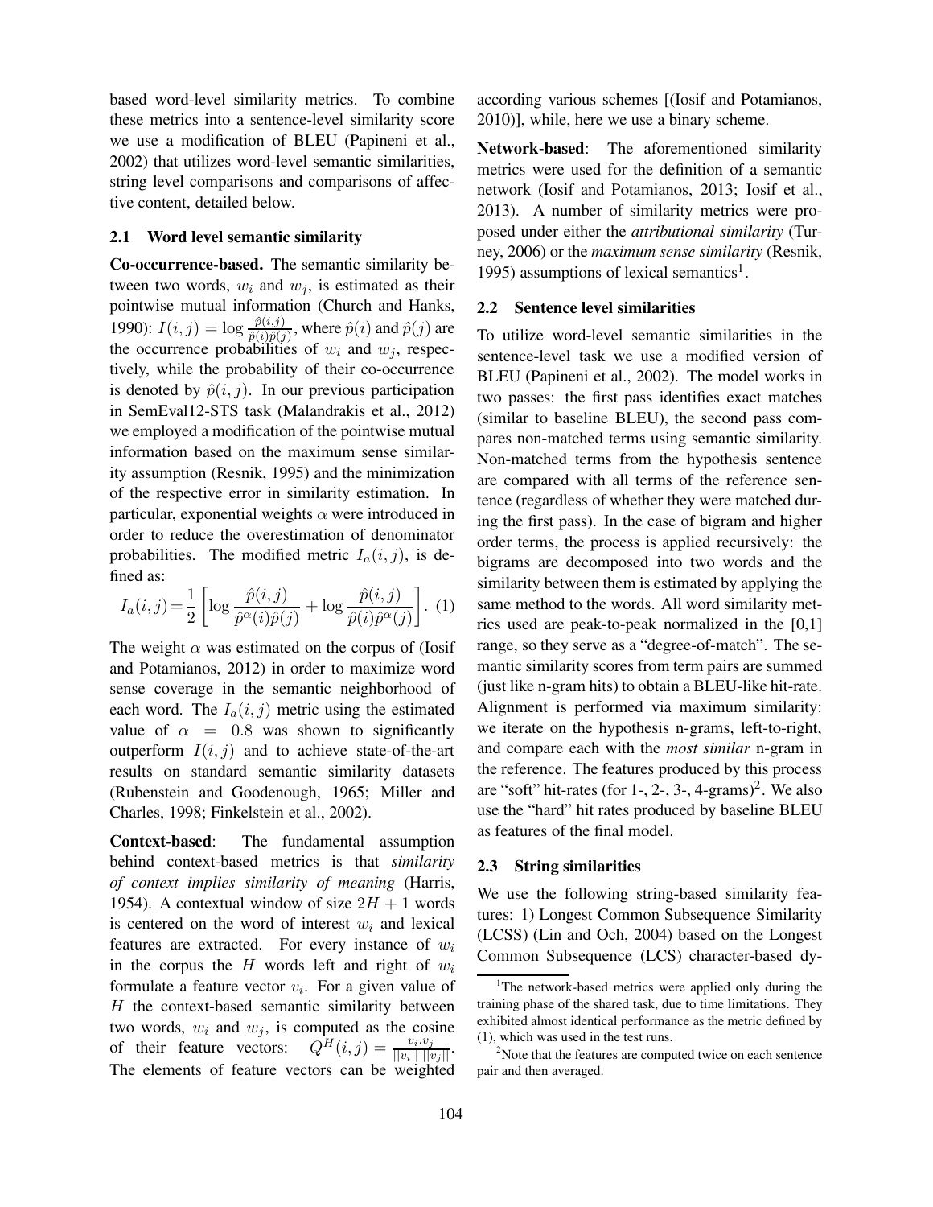based word-level similarity metrics. To combine these metrics into a sentence-level similarity score we use a modification of BLEU (Papineni et al., 2002) that utilizes word-level semantic similarities, string level comparisons and comparisons of affective content, detailed below.

### 2.1 Word level semantic similarity

**Co-occurrence-based.** The semantic similarity between two words, $w_i$ and $w_j$, is estimated as their pointwise mutual information (Church and Hanks, 1990): $I(i, j) = \log \frac{\hat{p}(i,j)}{\hat{p}(i)\hat{p}(j)}$, where $\hat{p}(i)$ and $\hat{p}(j)$ are the occurrence probabilities of $w_i$ and $w_j$, respectively, while the probability of their co-occurrence is denoted by $\hat{p}(i, j)$. In our previous participation in SemEval12-STS task (Malandrakis et al., 2012) we employed a modification of the pointwise mutual information based on the maximum sense similarity assumption (Resnik, 1995) and the minimization of the respective error in similarity estimation. In particular, exponential weights $\alpha$ were introduced in order to reduce the overestimation of denominator probabilities. The modified metric $I_a(i, j)$, is defined as:

$$I_a(i, j) = \frac{1}{2} \left[ \log \frac{\hat{p}(i,j)}{\hat{p}^{\alpha}(i)\hat{p}(j)} + \log \frac{\hat{p}(i,j)}{\hat{p}(i)\hat{p}^{\alpha}(j)} \right]. \quad (1)$$

The weight $\alpha$ was estimated on the corpus of (Iosif and Potamianos, 2012) in order to maximize word sense coverage in the semantic neighborhood of each word. The $I_a(i, j)$ metric using the estimated value of $\alpha = 0.8$ was shown to significantly outperform $I(i, j)$ and to achieve state-of-the-art results on standard semantic similarity datasets (Rubenstein and Goodenough, 1965; Miller and Charles, 1998; Finkelstein et al., 2002).

**Context-based**: The fundamental assumption behind context-based metrics is that *similarity of context implies similarity of meaning* (Harris, 1954). A contextual window of size $2H + 1$ words is centered on the word of interest $w_i$ and lexical features are extracted. For every instance of $w_i$ in the corpus the $H$ words left and right of $w_i$ formulate a feature vector $v_i$. For a given value of $H$ the context-based semantic similarity between two words, $w_i$ and $w_j$, is computed as the cosine of their feature vectors: $Q^H(i, j) = \frac{v_i . v_j}{||v_i|| \, ||v_j||}$. The elements of feature vectors can be weighted according various schemes [(Iosif and Potamianos, 2010)], while, here we use a binary scheme.

**Network-based**: The aforementioned similarity metrics were used for the definition of a semantic network (Iosif and Potamianos, 2013; Iosif et al., 2013). A number of similarity metrics were proposed under either the *attributional similarity* (Turney, 2006) or the *maximum sense similarity* (Resnik, 1995) assumptions of lexical semantics[1].

### 2.2 Sentence level similarities

To utilize word-level semantic similarities in the sentence-level task we use a modified version of BLEU (Papineni et al., 2002). The model works in two passes: the first pass identifies exact matches (similar to baseline BLEU), the second pass compares non-matched terms using semantic similarity. Non-matched terms from the hypothesis sentence are compared with all terms of the reference sentence (regardless of whether they were matched during the first pass). In the case of bigram and higher order terms, the process is applied recursively: the bigrams are decomposed into two words and the similarity between them is estimated by applying the same method to the words. All word similarity metrics used are peak-to-peak normalized in the [0,1] range, so they serve as a "degree-of-match". The semantic similarity scores from term pairs are summed (just like n-gram hits) to obtain a BLEU-like hit-rate. Alignment is performed via maximum similarity: we iterate on the hypothesis n-grams, left-to-right, and compare each with the *most similar* n-gram in the reference. The features produced by this process are "soft" hit-rates (for 1-, 2-, 3-, 4-grams)[2]. We also use the "hard" hit rates produced by baseline BLEU as features of the final model.

### 2.3 String similarities

We use the following string-based similarity features: 1) Longest Common Subsequence Similarity (LCSS) (Lin and Och, 2004) based on the Longest Common Subsequence (LCS) character-based dy-

[1]The network-based metrics were applied only during the training phase of the shared task, due to time limitations. They exhibited almost identical performance as the metric defined by (1), which was used in the test runs.

[2]Note that the features are computed twice on each sentence pair and then averaged.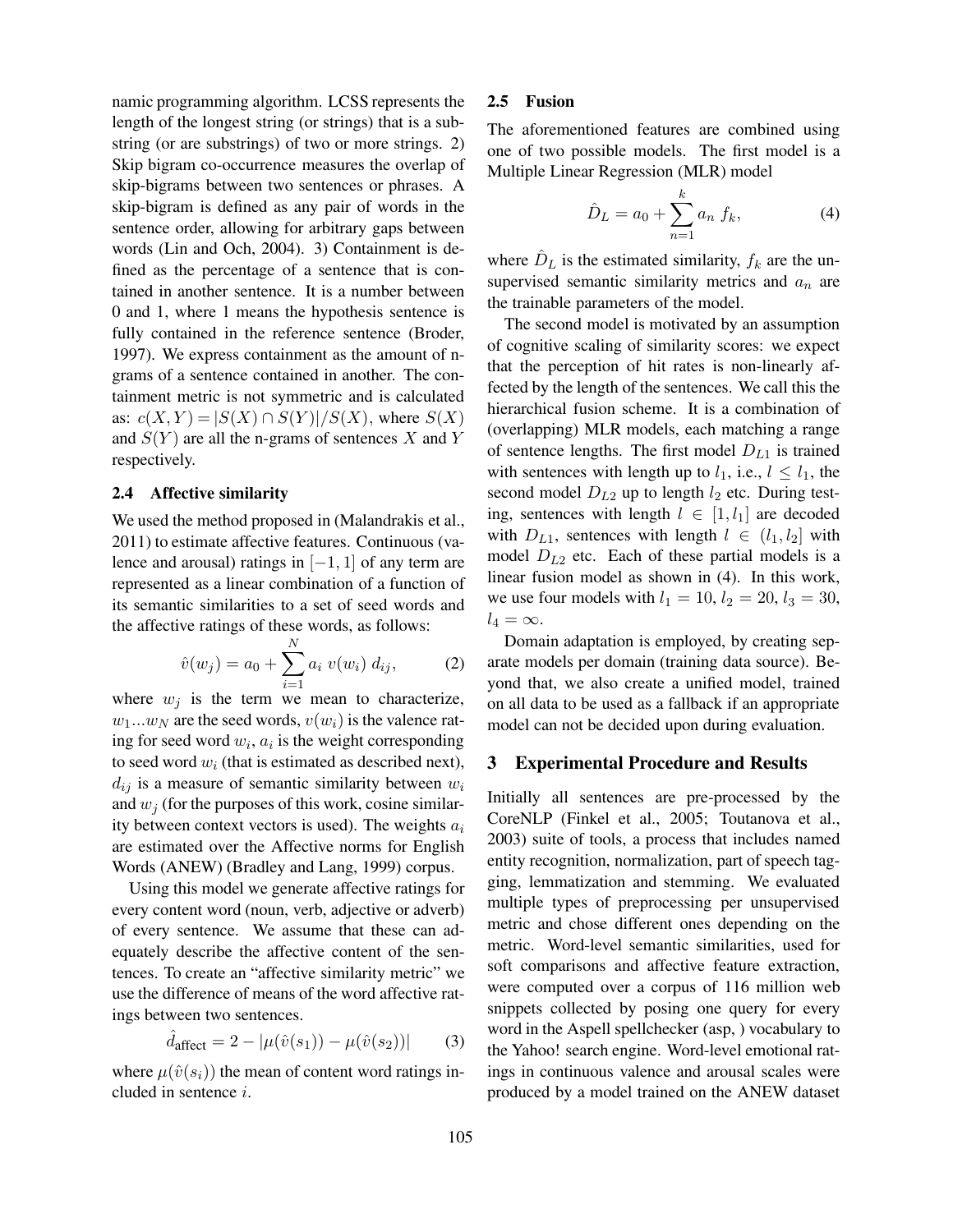namic programming algorithm. LCSS represents the length of the longest string (or strings) that is a substring (or are substrings) of two or more strings. 2) Skip bigram co-occurrence measures the overlap of skip-bigrams between two sentences or phrases. A skip-bigram is defined as any pair of words in the sentence order, allowing for arbitrary gaps between words (Lin and Och, 2004). 3) Containment is defined as the percentage of a sentence that is contained in another sentence. It is a number between 0 and 1, where 1 means the hypothesis sentence is fully contained in the reference sentence (Broder, 1997). We express containment as the amount of n-grams of a sentence contained in another. The containment metric is not symmetric and is calculated as: $c(X, Y) = |S(X) \cap S(Y)|/S(X)$, where $S(X)$ and $S(Y)$ are all the n-grams of sentences $X$ and $Y$ respectively.

### 2.4 Affective similarity

We used the method proposed in (Malandrakis et al., 2011) to estimate affective features. Continuous (valence and arousal) ratings in $[-1, 1]$ of any term are represented as a linear combination of a function of its semantic similarities to a set of seed words and the affective ratings of these words, as follows:

$$\hat{v}(w_j) = a_0 + \sum_{i=1}^{N} a_i \; v(w_i) \; d_{ij}, \tag{2}$$

where $w_j$ is the term we mean to characterize, $w_1 ... w_N$ are the seed words, $v(w_i)$ is the valence rating for seed word $w_i$, $a_i$ is the weight corresponding to seed word $w_i$ (that is estimated as described next), $d_{ij}$ is a measure of semantic similarity between $w_i$ and $w_j$ (for the purposes of this work, cosine similarity between context vectors is used). The weights $a_i$ are estimated over the Affective norms for English Words (ANEW) (Bradley and Lang, 1999) corpus.

Using this model we generate affective ratings for every content word (noun, verb, adjective or adverb) of every sentence. We assume that these can adequately describe the affective content of the sentences. To create an "affective similarity metric" we use the difference of means of the word affective ratings between two sentences.

$$\hat{d}_{\text{affect}} = 2 - |\mu(\hat{v}(s_1)) - \mu(\hat{v}(s_2))| \tag{3}$$

where $\mu(\hat{v}(s_i))$ the mean of content word ratings included in sentence $i$.

### 2.5 Fusion

The aforementioned features are combined using one of two possible models. The first model is a Multiple Linear Regression (MLR) model

$$\hat{D}_L = a_0 + \sum_{n=1}^{k} a_n \; f_k, \tag{4}$$

where $\hat{D}_L$ is the estimated similarity, $f_k$ are the unsupervised semantic similarity metrics and $a_n$ are the trainable parameters of the model.

The second model is motivated by an assumption of cognitive scaling of similarity scores: we expect that the perception of hit rates is non-linearly affected by the length of the sentences. We call this the hierarchical fusion scheme. It is a combination of (overlapping) MLR models, each matching a range of sentence lengths. The first model $D_{L1}$ is trained with sentences with length up to $l_1$, i.e., $l \leq l_1$, the second model $D_{L2}$ up to length $l_2$ etc. During testing, sentences with length $l \in [1, l_1]$ are decoded with $D_{L1}$, sentences with length $l \in (l_1, l_2]$ with model $D_{L2}$ etc. Each of these partial models is a linear fusion model as shown in (4). In this work, we use four models with $l_1 = 10$, $l_2 = 20$, $l_3 = 30$, $l_4 = \infty$.

Domain adaptation is employed, by creating separate models per domain (training data source). Beyond that, we also create a unified model, trained on all data to be used as a fallback if an appropriate model can not be decided upon during evaluation.

## 3 Experimental Procedure and Results

Initially all sentences are pre-processed by the CoreNLP (Finkel et al., 2005; Toutanova et al., 2003) suite of tools, a process that includes named entity recognition, normalization, part of speech tagging, lemmatization and stemming. We evaluated multiple types of preprocessing per unsupervised metric and chose different ones depending on the metric. Word-level semantic similarities, used for soft comparisons and affective feature extraction, were computed over a corpus of 116 million web snippets collected by posing one query for every word in the Aspell spellchecker (asp, ) vocabulary to the Yahoo! search engine. Word-level emotional ratings in continuous valence and arousal scales were produced by a model trained on the ANEW dataset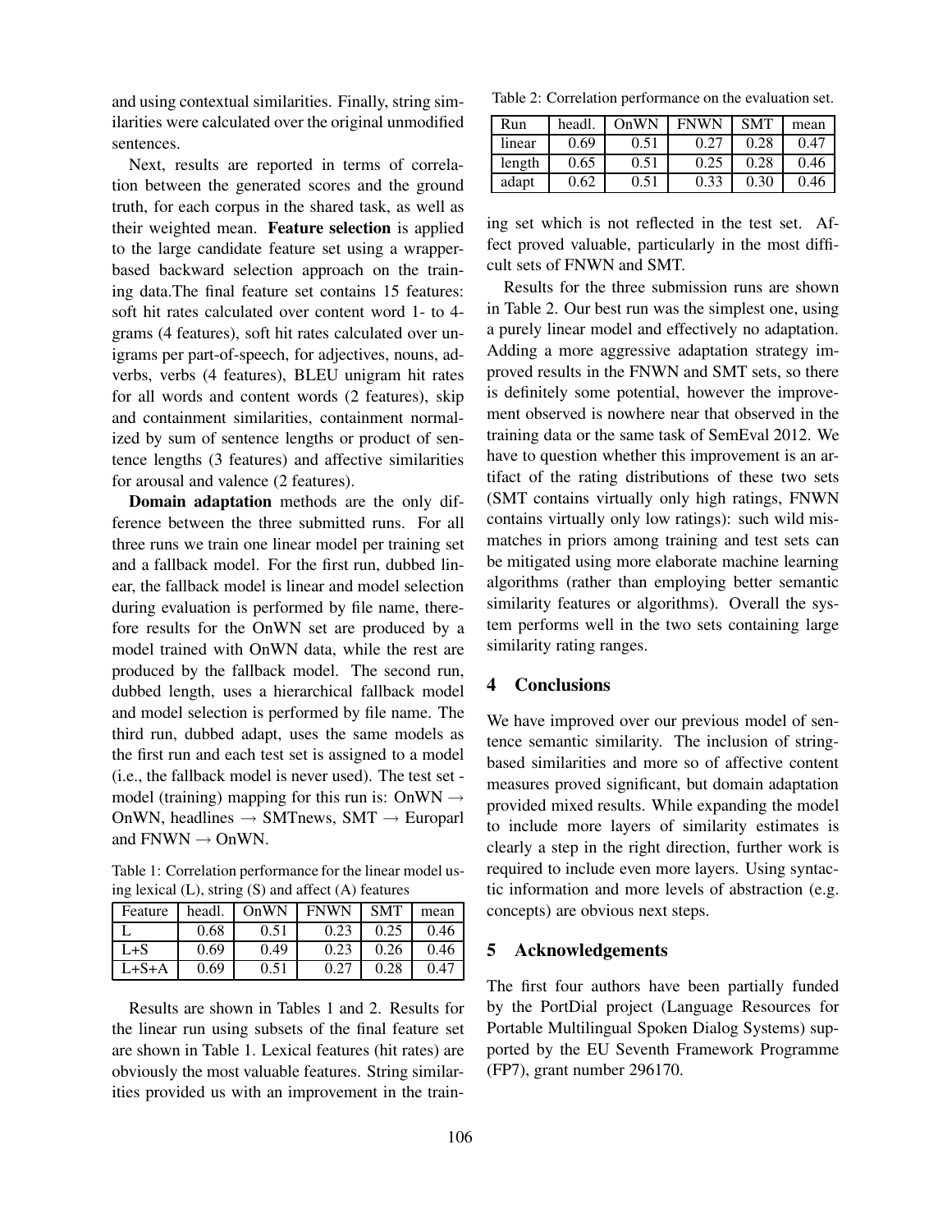and using contextual similarities. Finally, string similarities were calculated over the original unmodified sentences.

Next, results are reported in terms of correlation between the generated scores and the ground truth, for each corpus in the shared task, as well as their weighted mean. **Feature selection** is applied to the large candidate feature set using a wrapper-based backward selection approach on the training data.The final feature set contains 15 features: soft hit rates calculated over content word 1- to 4-grams (4 features), soft hit rates calculated over unigrams per part-of-speech, for adjectives, nouns, adverbs, verbs (4 features), BLEU unigram hit rates for all words and content words (2 features), skip and containment similarities, containment normalized by sum of sentence lengths or product of sentence lengths (3 features) and affective similarities for arousal and valence (2 features).

**Domain adaptation** methods are the only difference between the three submitted runs. For all three runs we train one linear model per training set and a fallback model. For the first run, dubbed linear, the fallback model is linear and model selection during evaluation is performed by file name, therefore results for the OnWN set are produced by a model trained with OnWN data, while the rest are produced by the fallback model. The second run, dubbed length, uses a hierarchical fallback model and model selection is performed by file name. The third run, dubbed adapt, uses the same models as the first run and each test set is assigned to a model (i.e., the fallback model is never used). The test set - model (training) mapping for this run is: OnWN $\rightarrow$ OnWN, headlines $\rightarrow$ SMTnews, SMT $\rightarrow$ Europarl and FNWN $\rightarrow$ OnWN.

Table 1: Correlation performance for the linear model using lexical (L), string (S) and affect (A) features

| Feature | headl. | OnWN | FNWN | SMT | mean |
|---|---|---|---|---|---|
| L | 0.68 | 0.51 | 0.23 | 0.25 | 0.46 |
| L+S | 0.69 | 0.49 | 0.23 | 0.26 | 0.46 |
| L+S+A | 0.69 | 0.51 | 0.27 | 0.28 | 0.47 |

Results are shown in Tables 1 and 2. Results for the linear run using subsets of the final feature set are shown in Table 1. Lexical features (hit rates) are obviously the most valuable features. String similarities provided us with an improvement in the training set which is not reflected in the test set. Affect proved valuable, particularly in the most difficult sets of FNWN and SMT.

Table 2: Correlation performance on the evaluation set.

| Run | headl. | OnWN | FNWN | SMT | mean |
|---|---|---|---|---|---|
| linear | 0.69 | 0.51 | 0.27 | 0.28 | 0.47 |
| length | 0.65 | 0.51 | 0.25 | 0.28 | 0.46 |
| adapt | 0.62 | 0.51 | 0.33 | 0.30 | 0.46 |

Results for the three submission runs are shown in Table 2. Our best run was the simplest one, using a purely linear model and effectively no adaptation. Adding a more aggressive adaptation strategy improved results in the FNWN and SMT sets, so there is definitely some potential, however the improvement observed is nowhere near that observed in the training data or the same task of SemEval 2012. We have to question whether this improvement is an artifact of the rating distributions of these two sets (SMT contains virtually only high ratings, FNWN contains virtually only low ratings): such wild mismatches in priors among training and test sets can be mitigated using more elaborate machine learning algorithms (rather than employing better semantic similarity features or algorithms). Overall the system performs well in the two sets containing large similarity rating ranges.

## 4 Conclusions

We have improved over our previous model of sentence semantic similarity. The inclusion of string-based similarities and more so of affective content measures proved significant, but domain adaptation provided mixed results. While expanding the model to include more layers of similarity estimates is clearly a step in the right direction, further work is required to include even more layers. Using syntactic information and more levels of abstraction (e.g. concepts) are obvious next steps.

## 5 Acknowledgements

The first four authors have been partially funded by the PortDial project (Language Resources for Portable Multilingual Spoken Dialog Systems) supported by the EU Seventh Framework Programme (FP7), grant number 296170.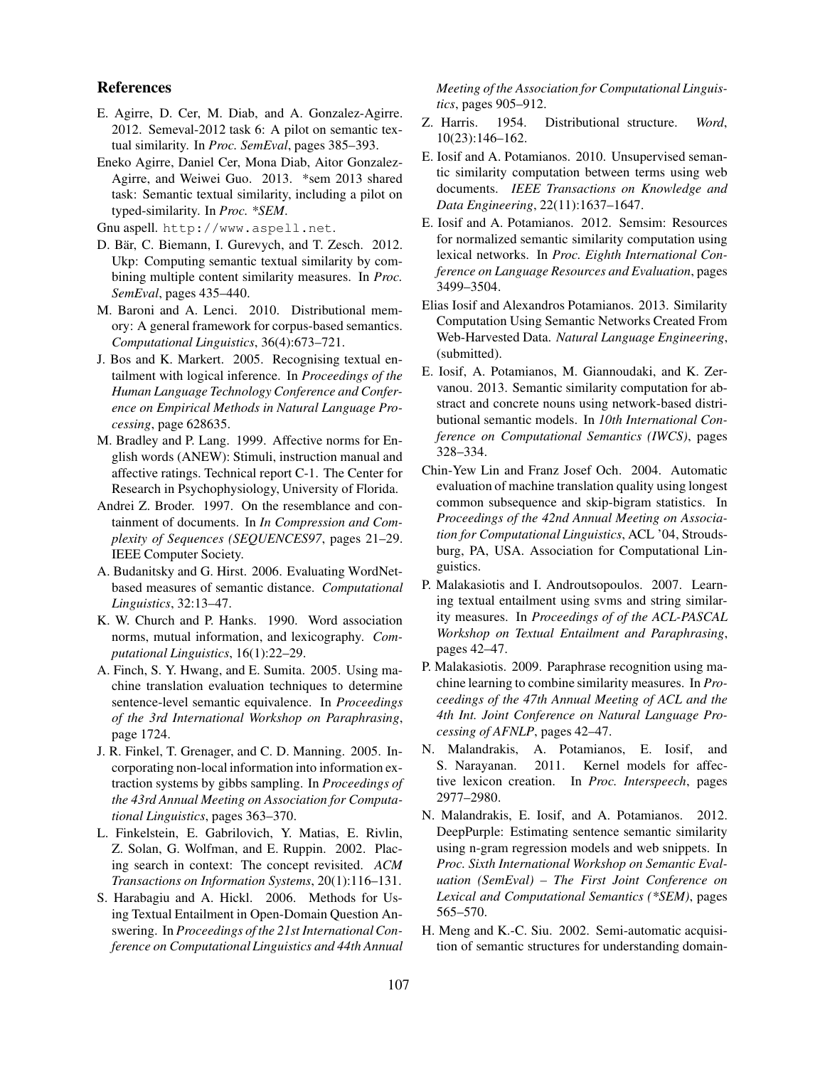## References

E. Agirre, D. Cer, M. Diab, and A. Gonzalez-Agirre. 2012. Semeval-2012 task 6: A pilot on semantic textual similarity. In *Proc. SemEval*, pages 385–393.

Eneko Agirre, Daniel Cer, Mona Diab, Aitor Gonzalez-Agirre, and Weiwei Guo. 2013. *sem 2013 shared task: Semantic textual similarity, including a pilot on typed-similarity. In *Proc. *SEM*.

Gnu aspell. `http://www.aspell.net`.

D. Bär, C. Biemann, I. Gurevych, and T. Zesch. 2012. Ukp: Computing semantic textual similarity by combining multiple content similarity measures. In *Proc. SemEval*, pages 435–440.

M. Baroni and A. Lenci. 2010. Distributional memory: A general framework for corpus-based semantics. *Computational Linguistics*, 36(4):673–721.

J. Bos and K. Markert. 2005. Recognising textual entailment with logical inference. In *Proceedings of the Human Language Technology Conference and Conference on Empirical Methods in Natural Language Processing*, page 628635.

M. Bradley and P. Lang. 1999. Affective norms for English words (ANEW): Stimuli, instruction manual and affective ratings. Technical report C-1. The Center for Research in Psychophysiology, University of Florida.

Andrei Z. Broder. 1997. On the resemblance and containment of documents. In *In Compression and Complexity of Sequences (SEQUENCES97*, pages 21–29. IEEE Computer Society.

A. Budanitsky and G. Hirst. 2006. Evaluating WordNet-based measures of semantic distance. *Computational Linguistics*, 32:13–47.

K. W. Church and P. Hanks. 1990. Word association norms, mutual information, and lexicography. *Computational Linguistics*, 16(1):22–29.

A. Finch, S. Y. Hwang, and E. Sumita. 2005. Using machine translation evaluation techniques to determine sentence-level semantic equivalence. In *Proceedings of the 3rd International Workshop on Paraphrasing*, page 1724.

J. R. Finkel, T. Grenager, and C. D. Manning. 2005. Incorporating non-local information into information extraction systems by gibbs sampling. In *Proceedings of the 43rd Annual Meeting on Association for Computational Linguistics*, pages 363–370.

L. Finkelstein, E. Gabrilovich, Y. Matias, E. Rivlin, Z. Solan, G. Wolfman, and E. Ruppin. 2002. Placing search in context: The concept revisited. *ACM Transactions on Information Systems*, 20(1):116–131.

S. Harabagiu and A. Hickl. 2006. Methods for Using Textual Entailment in Open-Domain Question Answering. In *Proceedings of the 21st International Conference on Computational Linguistics and 44th Annual Meeting of the Association for Computational Linguistics*, pages 905–912.

Z. Harris. 1954. Distributional structure. *Word*, 10(23):146–162.

E. Iosif and A. Potamianos. 2010. Unsupervised semantic similarity computation between terms using web documents. *IEEE Transactions on Knowledge and Data Engineering*, 22(11):1637–1647.

E. Iosif and A. Potamianos. 2012. Semsim: Resources for normalized semantic similarity computation using lexical networks. In *Proc. Eighth International Conference on Language Resources and Evaluation*, pages 3499–3504.

Elias Iosif and Alexandros Potamianos. 2013. Similarity Computation Using Semantic Networks Created From Web-Harvested Data. *Natural Language Engineering*, (submitted).

E. Iosif, A. Potamianos, M. Giannoudaki, and K. Zervanou. 2013. Semantic similarity computation for abstract and concrete nouns using network-based distributional semantic models. In *10th International Conference on Computational Semantics (IWCS)*, pages 328–334.

Chin-Yew Lin and Franz Josef Och. 2004. Automatic evaluation of machine translation quality using longest common subsequence and skip-bigram statistics. In *Proceedings of the 42nd Annual Meeting on Association for Computational Linguistics*, ACL '04, Stroudsburg, PA, USA. Association for Computational Linguistics.

P. Malakasiotis and I. Androutsopoulos. 2007. Learning textual entailment using svms and string similarity measures. In *Proceedings of of the ACL-PASCAL Workshop on Textual Entailment and Paraphrasing*, pages 42–47.

P. Malakasiotis. 2009. Paraphrase recognition using machine learning to combine similarity measures. In *Proceedings of the 47th Annual Meeting of ACL and the 4th Int. Joint Conference on Natural Language Processing of AFNLP*, pages 42–47.

N. Malandrakis, A. Potamianos, E. Iosif, and S. Narayanan. 2011. Kernel models for affective lexicon creation. In *Proc. Interspeech*, pages 2977–2980.

N. Malandrakis, E. Iosif, and A. Potamianos. 2012. DeepPurple: Estimating sentence semantic similarity using n-gram regression models and web snippets. In *Proc. Sixth International Workshop on Semantic Evaluation (SemEval) – The First Joint Conference on Lexical and Computational Semantics (*SEM)*, pages 565–570.

H. Meng and K.-C. Siu. 2002. Semi-automatic acquisition of semantic structures for understanding domain-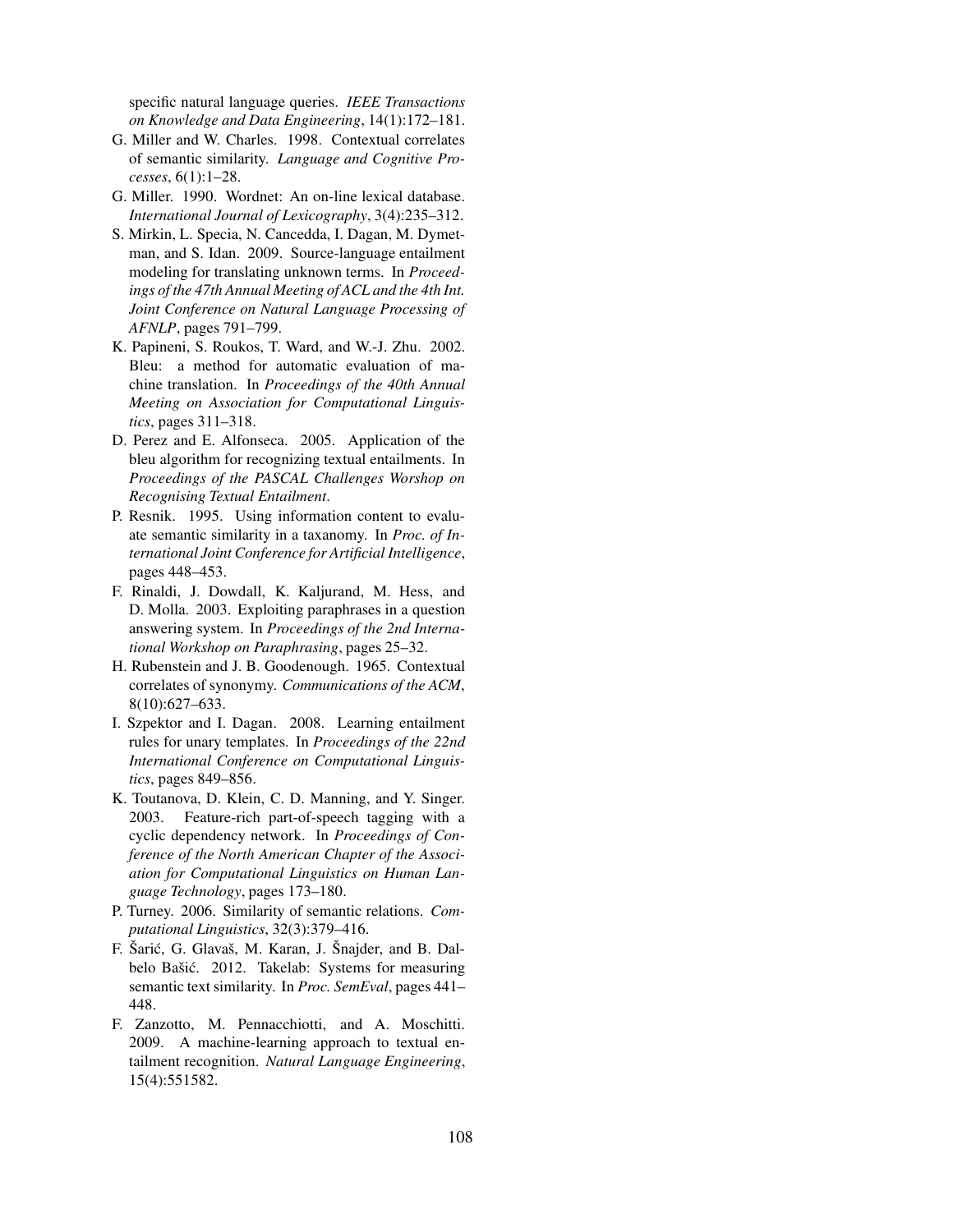specific natural language queries. *IEEE Transactions on Knowledge and Data Engineering*, 14(1):172–181.

G. Miller and W. Charles. 1998. Contextual correlates of semantic similarity. *Language and Cognitive Processes*, 6(1):1–28.

G. Miller. 1990. Wordnet: An on-line lexical database. *International Journal of Lexicography*, 3(4):235–312.

S. Mirkin, L. Specia, N. Cancedda, I. Dagan, M. Dymetman, and S. Idan. 2009. Source-language entailment modeling for translating unknown terms. In *Proceedings of the 47th Annual Meeting of ACL and the 4th Int. Joint Conference on Natural Language Processing of AFNLP*, pages 791–799.

K. Papineni, S. Roukos, T. Ward, and W.-J. Zhu. 2002. Bleu: a method for automatic evaluation of machine translation. In *Proceedings of the 40th Annual Meeting on Association for Computational Linguistics*, pages 311–318.

D. Perez and E. Alfonseca. 2005. Application of the bleu algorithm for recognizing textual entailments. In *Proceedings of the PASCAL Challenges Worshop on Recognising Textual Entailment*.

P. Resnik. 1995. Using information content to evaluate semantic similarity in a taxanomy. In *Proc. of International Joint Conference for Artificial Intelligence*, pages 448–453.

F. Rinaldi, J. Dowdall, K. Kaljurand, M. Hess, and D. Molla. 2003. Exploiting paraphrases in a question answering system. In *Proceedings of the 2nd International Workshop on Paraphrasing*, pages 25–32.

H. Rubenstein and J. B. Goodenough. 1965. Contextual correlates of synonymy. *Communications of the ACM*, 8(10):627–633.

I. Szpektor and I. Dagan. 2008. Learning entailment rules for unary templates. In *Proceedings of the 22nd International Conference on Computational Linguistics*, pages 849–856.

K. Toutanova, D. Klein, C. D. Manning, and Y. Singer. 2003. Feature-rich part-of-speech tagging with a cyclic dependency network. In *Proceedings of Conference of the North American Chapter of the Association for Computational Linguistics on Human Language Technology*, pages 173–180.

P. Turney. 2006. Similarity of semantic relations. *Computational Linguistics*, 32(3):379–416.

F. Šarić, G. Glavaš, M. Karan, J. Šnajder, and B. Dalbelo Bašić. 2012. Takelab: Systems for measuring semantic text similarity. In *Proc. SemEval*, pages 441–448.

F. Zanzotto, M. Pennacchiotti, and A. Moschitti. 2009. A machine-learning approach to textual entailment recognition. *Natural Language Engineering*, 15(4):551582.